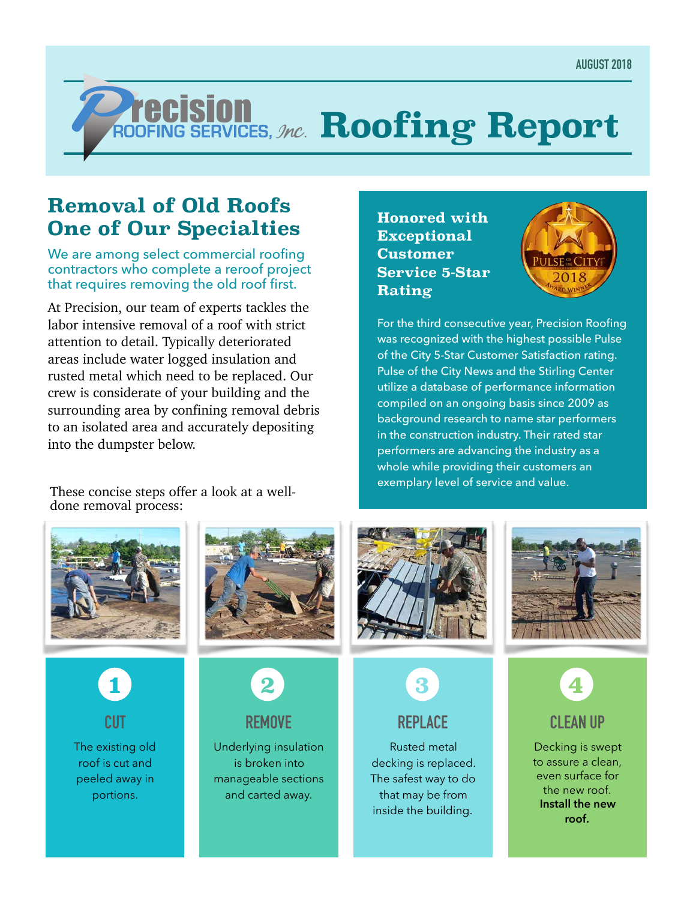AUGUST 2018

# Precision Roofing Services, Inc. Roofing Report

## Removal of Old Roofs One of Our Specialties

We are among select commercial roofing contractors who complete a reroof project that requires removing the old roof first.

At Precision, our team of experts tackles the labor intensive removal of a roof with strict attention to detail. Typically deteriorated areas include water logged insulation and rusted metal which need to be replaced. Our crew is considerate of your building and the surrounding area by confining removal debris to an isolated area and accurately depositing into the dumpster below.

These concise steps offer a look at a well-done removal process:

### 1 CUT

The existing old roof is cut and peeled away in portions.

### 2 REMOVE

Underlying insulation is broken into manageable sections and carted away.

### 3 REPLACE

Rusted metal decking is replaced. The safest way to do that may be from inside the building.

### 4 CLEAN UP

Decking is swept to assure a clean, even surface for the new roof. **Install the new roof.**

## Honored with Exceptional Customer Service 5-Star Rating

Pulse of the City 2018 Award Winner

For the third consecutive year, Precision Roofing was recognized with the highest possible Pulse of the City 5-Star Customer Satisfaction rating. Pulse of the City News and the Stirling Center utilize a database of performance information compiled on an ongoing basis since 2009 as background research to name star performers in the construction industry. Their rated star performers are advancing the industry as a whole while providing their customers an exemplary level of service and value.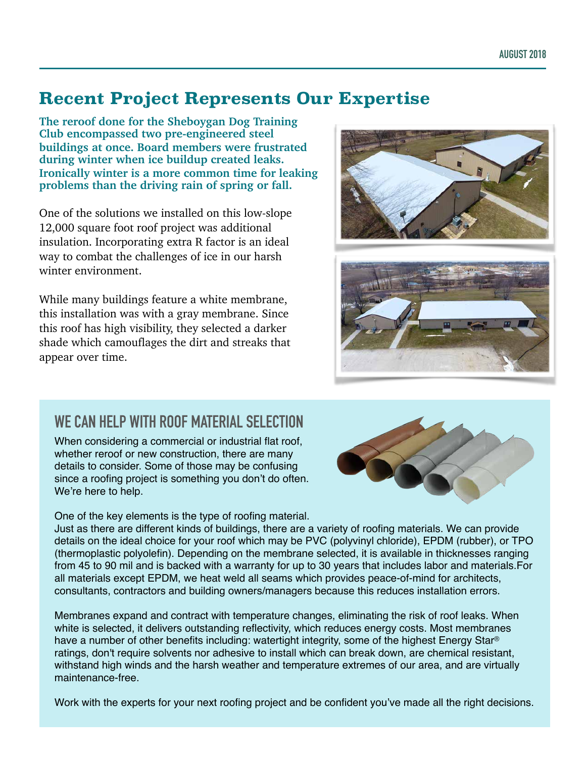# Recent Project Represents Our Expertise

**The reroof done for the Sheboygan Dog Training Club encompassed two pre-engineered steel buildings at once. Board members were frustrated during winter when ice buildup created leaks. Ironically winter is a more common time for leaking problems than the driving rain of spring or fall.**

One of the solutions we installed on this low-slope 12,000 square foot roof project was additional insulation. Incorporating extra R factor is an ideal way to combat the challenges of ice in our harsh winter environment.

While many buildings feature a white membrane, this installation was with a gray membrane. Since this roof has high visibility, they selected a darker shade which camouflages the dirt and streaks that appear over time.

## WE CAN HELP WITH ROOF MATERIAL SELECTION

When considering a commercial or industrial flat roof, whether reroof or new construction, there are many details to consider. Some of those may be confusing since a roofing project is something you don't do often. We're here to help.

One of the key elements is the type of roofing material.
Just as there are different kinds of buildings, there are a variety of roofing materials. We can provide details on the ideal choice for your roof which may be PVC (polyvinyl chloride), EPDM (rubber), or TPO (thermoplastic polyolefin). Depending on the membrane selected, it is available in thicknesses ranging from 45 to 90 mil and is backed with a warranty for up to 30 years that includes labor and materials.For all materials except EPDM, we heat weld all seams which provides peace-of-mind for architects, consultants, contractors and building owners/managers because this reduces installation errors.

Membranes expand and contract with temperature changes, eliminating the risk of roof leaks. When white is selected, it delivers outstanding reflectivity, which reduces energy costs. Most membranes have a number of other benefits including: watertight integrity, some of the highest Energy Star® ratings, don't require solvents nor adhesive to install which can break down, are chemical resistant, withstand high winds and the harsh weather and temperature extremes of our area, and are virtually maintenance-free.

Work with the experts for your next roofing project and be confident you've made all the right decisions.